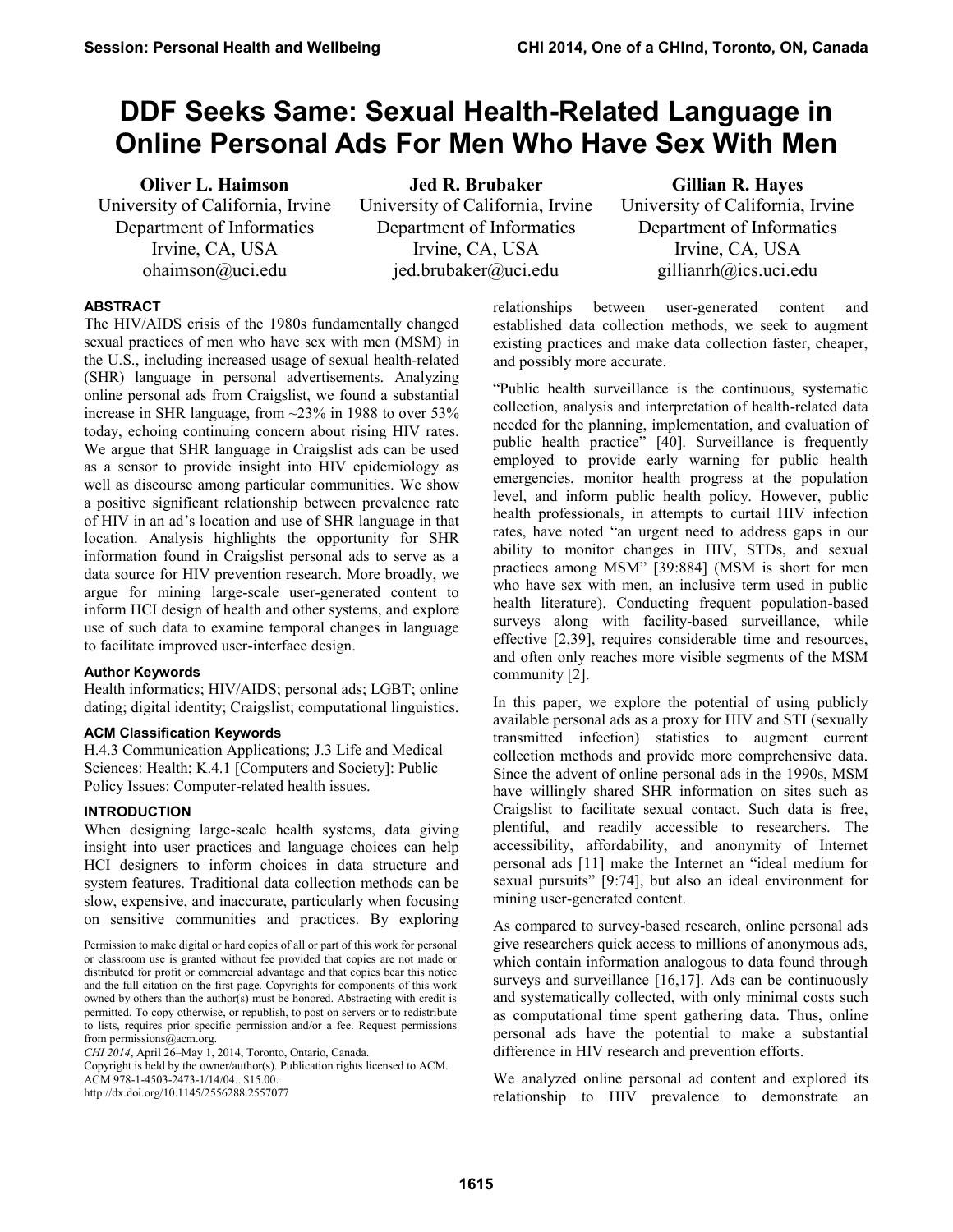# DDF Seeks Same: Sexual Health-Related Language in Online Personal Ads For Men Who Have Sex With Men

**Oliver L. Haimson**
University of California, Irvine
Department of Informatics
Irvine, CA, USA
ohaimson@uci.edu

**Jed R. Brubaker**
University of California, Irvine
Department of Informatics
Irvine, CA, USA
jed.brubaker@uci.edu

**Gillian R. Hayes**
University of California, Irvine
Department of Informatics
Irvine, CA, USA
gillianrh@ics.uci.edu

### ABSTRACT

The HIV/AIDS crisis of the 1980s fundamentally changed sexual practices of men who have sex with men (MSM) in the U.S., including increased usage of sexual health-related (SHR) language in personal advertisements. Analyzing online personal ads from Craigslist, we found a substantial increase in SHR language, from ~23% in 1988 to over 53% today, echoing continuing concern about rising HIV rates. We argue that SHR language in Craigslist ads can be used as a sensor to provide insight into HIV epidemiology as well as discourse among particular communities. We show a positive significant relationship between prevalence rate of HIV in an ad's location and use of SHR language in that location. Analysis highlights the opportunity for SHR information found in Craigslist personal ads to serve as a data source for HIV prevention research. More broadly, we argue for mining large-scale user-generated content to inform HCI design of health and other systems, and explore use of such data to examine temporal changes in language to facilitate improved user-interface design.

### Author Keywords

Health informatics; HIV/AIDS; personal ads; LGBT; online dating; digital identity; Craigslist; computational linguistics.

### ACM Classification Keywords

H.4.3 Communication Applications; J.3 Life and Medical Sciences: Health; K.4.1 [Computers and Society]: Public Policy Issues: Computer-related health issues.

### INTRODUCTION

When designing large-scale health systems, data giving insight into user practices and language choices can help HCI designers to inform choices in data structure and system features. Traditional data collection methods can be slow, expensive, and inaccurate, particularly when focusing on sensitive communities and practices. By exploring relationships between user-generated content and established data collection methods, we seek to augment existing practices and make data collection faster, cheaper, and possibly more accurate.

"Public health surveillance is the continuous, systematic collection, analysis and interpretation of health-related data needed for the planning, implementation, and evaluation of public health practice" [40]. Surveillance is frequently employed to provide early warning for public health emergencies, monitor health progress at the population level, and inform public health policy. However, public health professionals, in attempts to curtail HIV infection rates, have noted "an urgent need to address gaps in our ability to monitor changes in HIV, STDs, and sexual practices among MSM" [39:884] (MSM is short for men who have sex with men, an inclusive term used in public health literature). Conducting frequent population-based surveys along with facility-based surveillance, while effective [2,39], requires considerable time and resources, and often only reaches more visible segments of the MSM community [2].

In this paper, we explore the potential of using publicly available personal ads as a proxy for HIV and STI (sexually transmitted infection) statistics to augment current collection methods and provide more comprehensive data. Since the advent of online personal ads in the 1990s, MSM have willingly shared SHR information on sites such as Craigslist to facilitate sexual contact. Such data is free, plentiful, and readily accessible to researchers. The accessibility, affordability, and anonymity of Internet personal ads [11] make the Internet an "ideal medium for sexual pursuits" [9:74], but also an ideal environment for mining user-generated content.

As compared to survey-based research, online personal ads give researchers quick access to millions of anonymous ads, which contain information analogous to data found through surveys and surveillance [16,17]. Ads can be continuously and systematically collected, with only minimal costs such as computational time spent gathering data. Thus, online personal ads have the potential to make a substantial difference in HIV research and prevention efforts.

We analyzed online personal ad content and explored its relationship to HIV prevalence to demonstrate an

Permission to make digital or hard copies of all or part of this work for personal or classroom use is granted without fee provided that copies are not made or distributed for profit or commercial advantage and that copies bear this notice and the full citation on the first page. Copyrights for components of this work owned by others than the author(s) must be honored. Abstracting with credit is permitted. To copy otherwise, or republish, to post on servers or to redistribute to lists, requires prior specific permission and/or a fee. Request permissions from permissions@acm.org.
*CHI 2014*, April 26–May 1, 2014, Toronto, Ontario, Canada.
Copyright is held by the owner/author(s). Publication rights licensed to ACM.
ACM 978-1-4503-2473-1/14/04...$15.00.
http://dx.doi.org/10.1145/2556288.2557077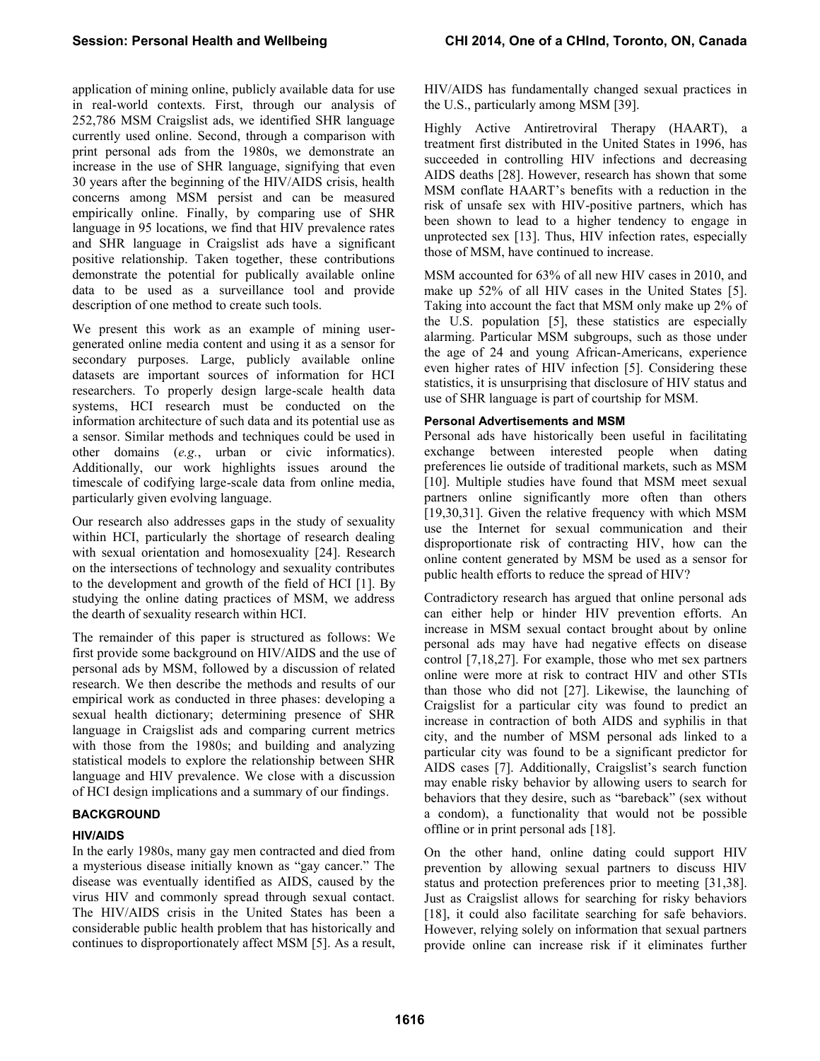application of mining online, publicly available data for use in real-world contexts. First, through our analysis of 252,786 MSM Craigslist ads, we identified SHR language currently used online. Second, through a comparison with print personal ads from the 1980s, we demonstrate an increase in the use of SHR language, signifying that even 30 years after the beginning of the HIV/AIDS crisis, health concerns among MSM persist and can be measured empirically online. Finally, by comparing use of SHR language in 95 locations, we find that HIV prevalence rates and SHR language in Craigslist ads have a significant positive relationship. Taken together, these contributions demonstrate the potential for publically available online data to be used as a surveillance tool and provide description of one method to create such tools.

We present this work as an example of mining user-generated online media content and using it as a sensor for secondary purposes. Large, publicly available online datasets are important sources of information for HCI researchers. To properly design large-scale health data systems, HCI research must be conducted on the information architecture of such data and its potential use as a sensor. Similar methods and techniques could be used in other domains (*e.g.*, urban or civic informatics). Additionally, our work highlights issues around the timescale of codifying large-scale data from online media, particularly given evolving language.

Our research also addresses gaps in the study of sexuality within HCI, particularly the shortage of research dealing with sexual orientation and homosexuality [24]. Research on the intersections of technology and sexuality contributes to the development and growth of the field of HCI [1]. By studying the online dating practices of MSM, we address the dearth of sexuality research within HCI.

The remainder of this paper is structured as follows: We first provide some background on HIV/AIDS and the use of personal ads by MSM, followed by a discussion of related research. We then describe the methods and results of our empirical work as conducted in three phases: developing a sexual health dictionary; determining presence of SHR language in Craigslist ads and comparing current metrics with those from the 1980s; and building and analyzing statistical models to explore the relationship between SHR language and HIV prevalence. We close with a discussion of HCI design implications and a summary of our findings.

## BACKGROUND

### HIV/AIDS

In the early 1980s, many gay men contracted and died from a mysterious disease initially known as "gay cancer." The disease was eventually identified as AIDS, caused by the virus HIV and commonly spread through sexual contact. The HIV/AIDS crisis in the United States has been a considerable public health problem that has historically and continues to disproportionately affect MSM [5]. As a result, HIV/AIDS has fundamentally changed sexual practices in the U.S., particularly among MSM [39].

Highly Active Antiretroviral Therapy (HAART), a treatment first distributed in the United States in 1996, has succeeded in controlling HIV infections and decreasing AIDS deaths [28]. However, research has shown that some MSM conflate HAART's benefits with a reduction in the risk of unsafe sex with HIV-positive partners, which has been shown to lead to a higher tendency to engage in unprotected sex [13]. Thus, HIV infection rates, especially those of MSM, have continued to increase.

MSM accounted for 63% of all new HIV cases in 2010, and make up 52% of all HIV cases in the United States [5]. Taking into account the fact that MSM only make up 2% of the U.S. population [5], these statistics are especially alarming. Particular MSM subgroups, such as those under the age of 24 and young African-Americans, experience even higher rates of HIV infection [5]. Considering these statistics, it is unsurprising that disclosure of HIV status and use of SHR language is part of courtship for MSM.

### Personal Advertisements and MSM

Personal ads have historically been useful in facilitating exchange between interested people when dating preferences lie outside of traditional markets, such as MSM [10]. Multiple studies have found that MSM meet sexual partners online significantly more often than others [19,30,31]. Given the relative frequency with which MSM use the Internet for sexual communication and their disproportionate risk of contracting HIV, how can the online content generated by MSM be used as a sensor for public health efforts to reduce the spread of HIV?

Contradictory research has argued that online personal ads can either help or hinder HIV prevention efforts. An increase in MSM sexual contact brought about by online personal ads may have had negative effects on disease control [7,18,27]. For example, those who met sex partners online were more at risk to contract HIV and other STIs than those who did not [27]. Likewise, the launching of Craigslist for a particular city was found to predict an increase in contraction of both AIDS and syphilis in that city, and the number of MSM personal ads linked to a particular city was found to be a significant predictor for AIDS cases [7]. Additionally, Craigslist's search function may enable risky behavior by allowing users to search for behaviors that they desire, such as "bareback" (sex without a condom), a functionality that would not be possible offline or in print personal ads [18].

On the other hand, online dating could support HIV prevention by allowing sexual partners to discuss HIV status and protection preferences prior to meeting [31,38]. Just as Craigslist allows for searching for risky behaviors [18], it could also facilitate searching for safe behaviors. However, relying solely on information that sexual partners provide online can increase risk if it eliminates further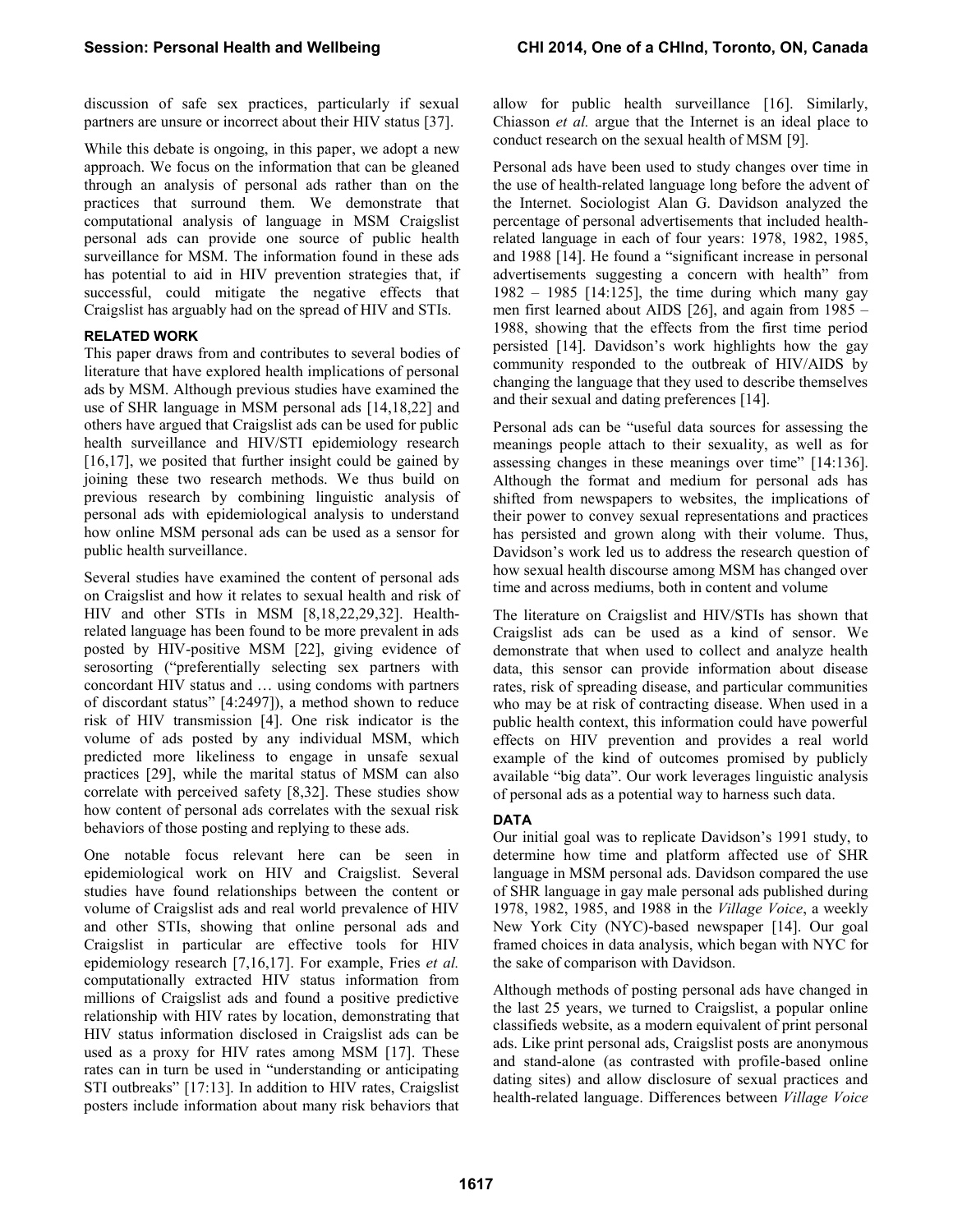discussion of safe sex practices, particularly if sexual partners are unsure or incorrect about their HIV status [37].

While this debate is ongoing, in this paper, we adopt a new approach. We focus on the information that can be gleaned through an analysis of personal ads rather than on the practices that surround them. We demonstrate that computational analysis of language in MSM Craigslist personal ads can provide one source of public health surveillance for MSM. The information found in these ads has potential to aid in HIV prevention strategies that, if successful, could mitigate the negative effects that Craigslist has arguably had on the spread of HIV and STIs.

## RELATED WORK

This paper draws from and contributes to several bodies of literature that have explored health implications of personal ads by MSM. Although previous studies have examined the use of SHR language in MSM personal ads [14,18,22] and others have argued that Craigslist ads can be used for public health surveillance and HIV/STI epidemiology research [16,17], we posited that further insight could be gained by joining these two research methods. We thus build on previous research by combining linguistic analysis of personal ads with epidemiological analysis to understand how online MSM personal ads can be used as a sensor for public health surveillance.

Several studies have examined the content of personal ads on Craigslist and how it relates to sexual health and risk of HIV and other STIs in MSM [8,18,22,29,32]. Health-related language has been found to be more prevalent in ads posted by HIV-positive MSM [22], giving evidence of serosorting ("preferentially selecting sex partners with concordant HIV status and … using condoms with partners of discordant status" [4:2497]), a method shown to reduce risk of HIV transmission [4]. One risk indicator is the volume of ads posted by any individual MSM, which predicted more likeliness to engage in unsafe sexual practices [29], while the marital status of MSM can also correlate with perceived safety [8,32]. These studies show how content of personal ads correlates with the sexual risk behaviors of those posting and replying to these ads.

One notable focus relevant here can be seen in epidemiological work on HIV and Craigslist. Several studies have found relationships between the content or volume of Craigslist ads and real world prevalence of HIV and other STIs, showing that online personal ads and Craigslist in particular are effective tools for HIV epidemiology research [7,16,17]. For example, Fries *et al.* computationally extracted HIV status information from millions of Craigslist ads and found a positive predictive relationship with HIV rates by location, demonstrating that HIV status information disclosed in Craigslist ads can be used as a proxy for HIV rates among MSM [17]. These rates can in turn be used in "understanding or anticipating STI outbreaks" [17:13]. In addition to HIV rates, Craigslist posters include information about many risk behaviors that allow for public health surveillance [16]. Similarly, Chiasson *et al.* argue that the Internet is an ideal place to conduct research on the sexual health of MSM [9].

Personal ads have been used to study changes over time in the use of health-related language long before the advent of the Internet. Sociologist Alan G. Davidson analyzed the percentage of personal advertisements that included health-related language in each of four years: 1978, 1982, 1985, and 1988 [14]. He found a "significant increase in personal advertisements suggesting a concern with health" from 1982 – 1985 [14:125], the time during which many gay men first learned about AIDS [26], and again from 1985 – 1988, showing that the effects from the first time period persisted [14]. Davidson's work highlights how the gay community responded to the outbreak of HIV/AIDS by changing the language that they used to describe themselves and their sexual and dating preferences [14].

Personal ads can be "useful data sources for assessing the meanings people attach to their sexuality, as well as for assessing changes in these meanings over time" [14:136]. Although the format and medium for personal ads has shifted from newspapers to websites, the implications of their power to convey sexual representations and practices has persisted and grown along with their volume. Thus, Davidson's work led us to address the research question of how sexual health discourse among MSM has changed over time and across mediums, both in content and volume

The literature on Craigslist and HIV/STIs has shown that Craigslist ads can be used as a kind of sensor. We demonstrate that when used to collect and analyze health data, this sensor can provide information about disease rates, risk of spreading disease, and particular communities who may be at risk of contracting disease. When used in a public health context, this information could have powerful effects on HIV prevention and provides a real world example of the kind of outcomes promised by publicly available "big data". Our work leverages linguistic analysis of personal ads as a potential way to harness such data.

## DATA

Our initial goal was to replicate Davidson's 1991 study, to determine how time and platform affected use of SHR language in MSM personal ads. Davidson compared the use of SHR language in gay male personal ads published during 1978, 1982, 1985, and 1988 in the *Village Voice*, a weekly New York City (NYC)-based newspaper [14]. Our goal framed choices in data analysis, which began with NYC for the sake of comparison with Davidson.

Although methods of posting personal ads have changed in the last 25 years, we turned to Craigslist, a popular online classifieds website, as a modern equivalent of print personal ads. Like print personal ads, Craigslist posts are anonymous and stand-alone (as contrasted with profile-based online dating sites) and allow disclosure of sexual practices and health-related language. Differences between *Village Voice*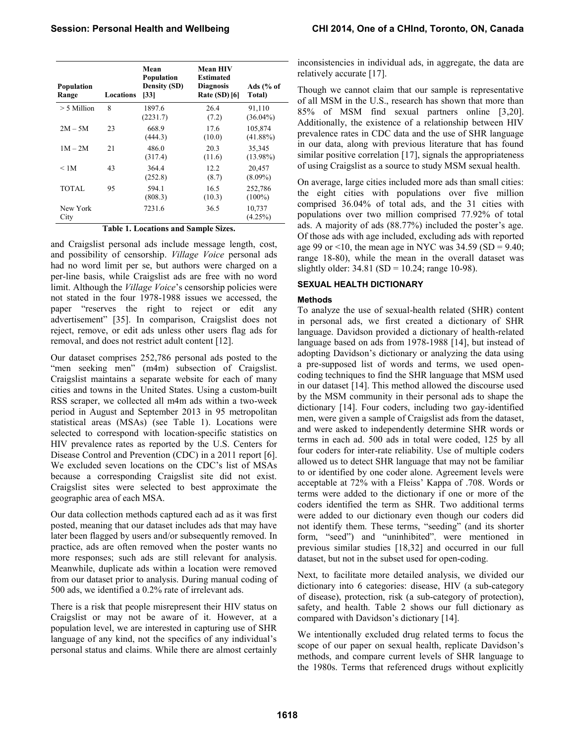| Population Range | Locations | Mean Population Density (SD) [33] | Mean HIV Estimated Diagnosis Rate (SD) [6] | Ads (% of Total) |
|---|---|---|---|---|
| > 5 Million | 8 | 1897.6 (2231.7) | 26.4 (7.2) | 91,110 (36.04%) |
| 2M – 5M | 23 | 668.9 (444.3) | 17.6 (10.0) | 105,874 (41.88%) |
| 1M – 2M | 21 | 486.0 (317.4) | 20.3 (11.6) | 35,345 (13.98%) |
| < 1M | 43 | 364.4 (252.8) | 12.2 (8.7) | 20,457 (8.09%) |
| TOTAL | 95 | 594.1 (808.3) | 16.5 (10.3) | 252,786 (100%) |
| New York City | | 7231.6 | 36.5 | 10,737 (4.25%) |

**Table 1. Locations and Sample Sizes.**

and Craigslist personal ads include message length, cost, and possibility of censorship. *Village Voice* personal ads had no word limit per se, but authors were charged on a per-line basis, while Craigslist ads are free with no word limit. Although the *Village Voice*'s censorship policies were not stated in the four 1978-1988 issues we accessed, the paper "reserves the right to reject or edit any advertisement" [35]. In comparison, Craigslist does not reject, remove, or edit ads unless other users flag ads for removal, and does not restrict adult content [12].

Our dataset comprises 252,786 personal ads posted to the "men seeking men" (m4m) subsection of Craigslist. Craigslist maintains a separate website for each of many cities and towns in the United States. Using a custom-built RSS scraper, we collected all m4m ads within a two-week period in August and September 2013 in 95 metropolitan statistical areas (MSAs) (see Table 1). Locations were selected to correspond with location-specific statistics on HIV prevalence rates as reported by the U.S. Centers for Disease Control and Prevention (CDC) in a 2011 report [6]. We excluded seven locations on the CDC's list of MSAs because a corresponding Craigslist site did not exist. Craigslist sites were selected to best approximate the geographic area of each MSA.

Our data collection methods captured each ad as it was first posted, meaning that our dataset includes ads that may have later been flagged by users and/or subsequently removed. In practice, ads are often removed when the poster wants no more responses; such ads are still relevant for analysis. Meanwhile, duplicate ads within a location were removed from our dataset prior to analysis. During manual coding of 500 ads, we identified a 0.2% rate of irrelevant ads.

There is a risk that people misrepresent their HIV status on Craigslist or may not be aware of it. However, at a population level, we are interested in capturing use of SHR language of any kind, not the specifics of any individual's personal status and claims. While there are almost certainly inconsistencies in individual ads, in aggregate, the data are relatively accurate [17].

Though we cannot claim that our sample is representative of all MSM in the U.S., research has shown that more than 85% of MSM find sexual partners online [3,20]. Additionally, the existence of a relationship between HIV prevalence rates in CDC data and the use of SHR language in our data, along with previous literature that has found similar positive correlation [17], signals the appropriateness of using Craigslist as a source to study MSM sexual health.

On average, large cities included more ads than small cities: the eight cities with populations over five million comprised 36.04% of total ads, and the 31 cities with populations over two million comprised 77.92% of total ads. A majority of ads (88.77%) included the poster's age. Of those ads with age included, excluding ads with reported age 99 or <10, the mean age in NYC was 34.59 (SD = 9.40; range 18-80), while the mean in the overall dataset was slightly older: 34.81 (SD = 10.24; range 10-98).

## SEXUAL HEALTH DICTIONARY

### Methods

To analyze the use of sexual-health related (SHR) content in personal ads, we first created a dictionary of SHR language. Davidson provided a dictionary of health-related language based on ads from 1978-1988 [14], but instead of adopting Davidson's dictionary or analyzing the data using a pre-supposed list of words and terms, we used open-coding techniques to find the SHR language that MSM used in our dataset [14]. This method allowed the discourse used by the MSM community in their personal ads to shape the dictionary [14]. Four coders, including two gay-identified men, were given a sample of Craigslist ads from the dataset, and were asked to independently determine SHR words or terms in each ad. 500 ads in total were coded, 125 by all four coders for inter-rate reliability. Use of multiple coders allowed us to detect SHR language that may not be familiar to or identified by one coder alone. Agreement levels were acceptable at 72% with a Fleiss' Kappa of .708. Words or terms were added to the dictionary if one or more of the coders identified the term as SHR. Two additional terms were added to our dictionary even though our coders did not identify them. These terms, "seeding" (and its shorter form, "seed") and "uninhibited", were mentioned in previous similar studies [18,32] and occurred in our full dataset, but not in the subset used for open-coding.

Next, to facilitate more detailed analysis, we divided our dictionary into 6 categories: disease, HIV (a sub-category of disease), protection, risk (a sub-category of protection), safety, and health. Table 2 shows our full dictionary as compared with Davidson's dictionary [14].

We intentionally excluded drug related terms to focus the scope of our paper on sexual health, replicate Davidson's methods, and compare current levels of SHR language to the 1980s. Terms that referenced drugs without explicitly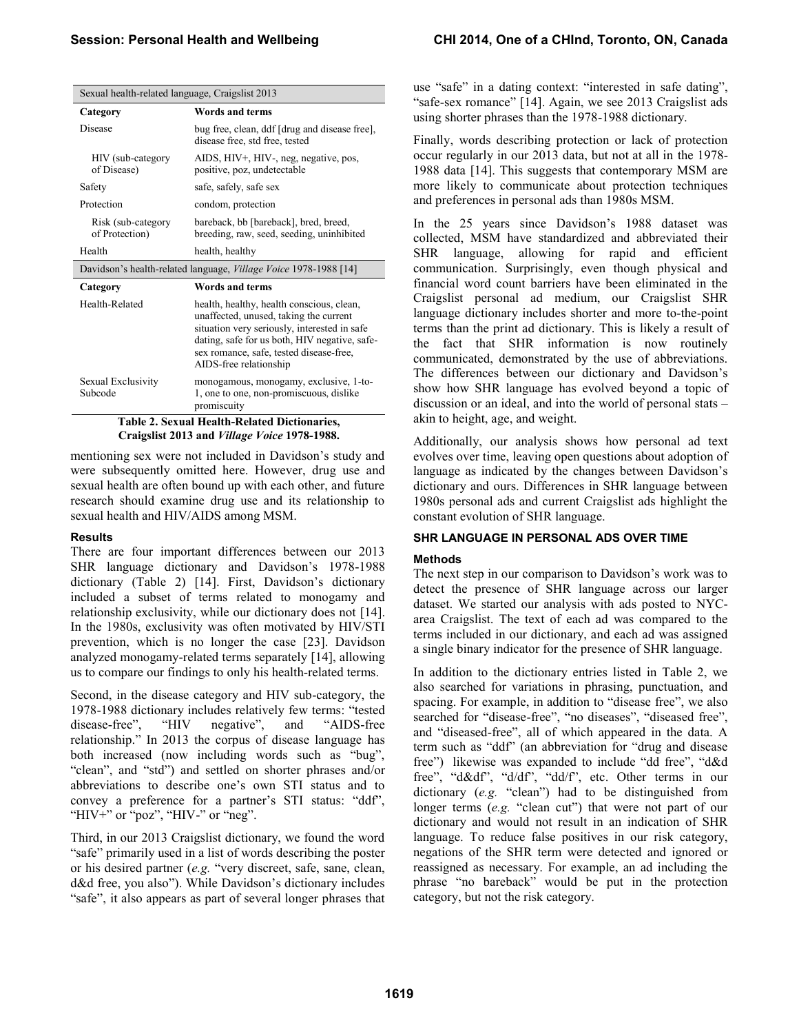| Sexual health-related language, Craigslist 2013 | |
|---|---|
| **Category** | **Words and terms** |
| Disease | bug free, clean, ddf [drug and disease free], disease free, std free, tested |
| HIV (sub-category of Disease) | AIDS, HIV+, HIV-, neg, negative, pos, positive, poz, undetectable |
| Safety | safe, safely, safe sex |
| Protection | condom, protection |
| Risk (sub-category of Protection) | bareback, bb [bareback], bred, breed, breeding, raw, seed, seeding, uninhibited |
| Health | health, healthy |
| Davidson's health-related language, *Village Voice* 1978-1988 [14] | |
| **Category** | **Words and terms** |
| Health-Related | health, healthy, health conscious, clean, unaffected, unused, taking the current situation very seriously, interested in safe dating, safe for us both, HIV negative, safe-sex romance, safe, tested disease-free, AIDS-free relationship |
| Sexual Exclusivity Subcode | monogamous, monogamy, exclusive, 1-to-1, one to one, non-promiscuous, dislike promiscuity |

**Table 2. Sexual Health-Related Dictionaries, Craigslist 2013 and *Village Voice* 1978-1988.**

mentioning sex were not included in Davidson's study and were subsequently omitted here. However, drug use and sexual health are often bound up with each other, and future research should examine drug use and its relationship to sexual health and HIV/AIDS among MSM.

### Results

There are four important differences between our 2013 SHR language dictionary and Davidson's 1978-1988 dictionary (Table 2) [14]. First, Davidson's dictionary included a subset of terms related to monogamy and relationship exclusivity, while our dictionary does not [14]. In the 1980s, exclusivity was often motivated by HIV/STI prevention, which is no longer the case [23]. Davidson analyzed monogamy-related terms separately [14], allowing us to compare our findings to only his health-related terms.

Second, in the disease category and HIV sub-category, the 1978-1988 dictionary includes relatively few terms: "tested disease-free", "HIV negative", and "AIDS-free relationship." In 2013 the corpus of disease language has both increased (now including words such as "bug", "clean", and "std") and settled on shorter phrases and/or abbreviations to describe one's own STI status and to convey a preference for a partner's STI status: "ddf", "HIV+" or "poz", "HIV-" or "neg".

Third, in our 2013 Craigslist dictionary, we found the word "safe" primarily used in a list of words describing the poster or his desired partner (*e.g.* "very discreet, safe, sane, clean, d&d free, you also"). While Davidson's dictionary includes "safe", it also appears as part of several longer phrases that use "safe" in a dating context: "interested in safe dating", "safe-sex romance" [14]. Again, we see 2013 Craigslist ads using shorter phrases than the 1978-1988 dictionary.

Finally, words describing protection or lack of protection occur regularly in our 2013 data, but not at all in the 1978-1988 data [14]. This suggests that contemporary MSM are more likely to communicate about protection techniques and preferences in personal ads than 1980s MSM.

In the 25 years since Davidson's 1988 dataset was collected, MSM have standardized and abbreviated their SHR language, allowing for rapid and efficient communication. Surprisingly, even though physical and financial word count barriers have been eliminated in the Craigslist personal ad medium, our Craigslist SHR language dictionary includes shorter and more to-the-point terms than the print ad dictionary. This is likely a result of the fact that SHR information is now routinely communicated, demonstrated by the use of abbreviations. The differences between our dictionary and Davidson's show how SHR language has evolved beyond a topic of discussion or an ideal, and into the world of personal stats – akin to height, age, and weight.

Additionally, our analysis shows how personal ad text evolves over time, leaving open questions about adoption of language as indicated by the changes between Davidson's dictionary and ours. Differences in SHR language between 1980s personal ads and current Craigslist ads highlight the constant evolution of SHR language.

## SHR LANGUAGE IN PERSONAL ADS OVER TIME

### Methods

The next step in our comparison to Davidson's work was to detect the presence of SHR language across our larger dataset. We started our analysis with ads posted to NYC-area Craigslist. The text of each ad was compared to the terms included in our dictionary, and each ad was assigned a single binary indicator for the presence of SHR language.

In addition to the dictionary entries listed in Table 2, we also searched for variations in phrasing, punctuation, and spacing. For example, in addition to "disease free", we also searched for "disease-free", "no diseases", "diseased free", and "diseased-free", all of which appeared in the data. A term such as "ddf" (an abbreviation for "drug and disease free") likewise was expanded to include "dd free", "d&d free", "d&df", "d/df", "dd/f", etc. Other terms in our dictionary (*e.g.* "clean") had to be distinguished from longer terms (*e.g.* "clean cut") that were not part of our dictionary and would not result in an indication of SHR language. To reduce false positives in our risk category, negations of the SHR term were detected and ignored or reassigned as necessary. For example, an ad including the phrase "no bareback" would be put in the protection category, but not the risk category.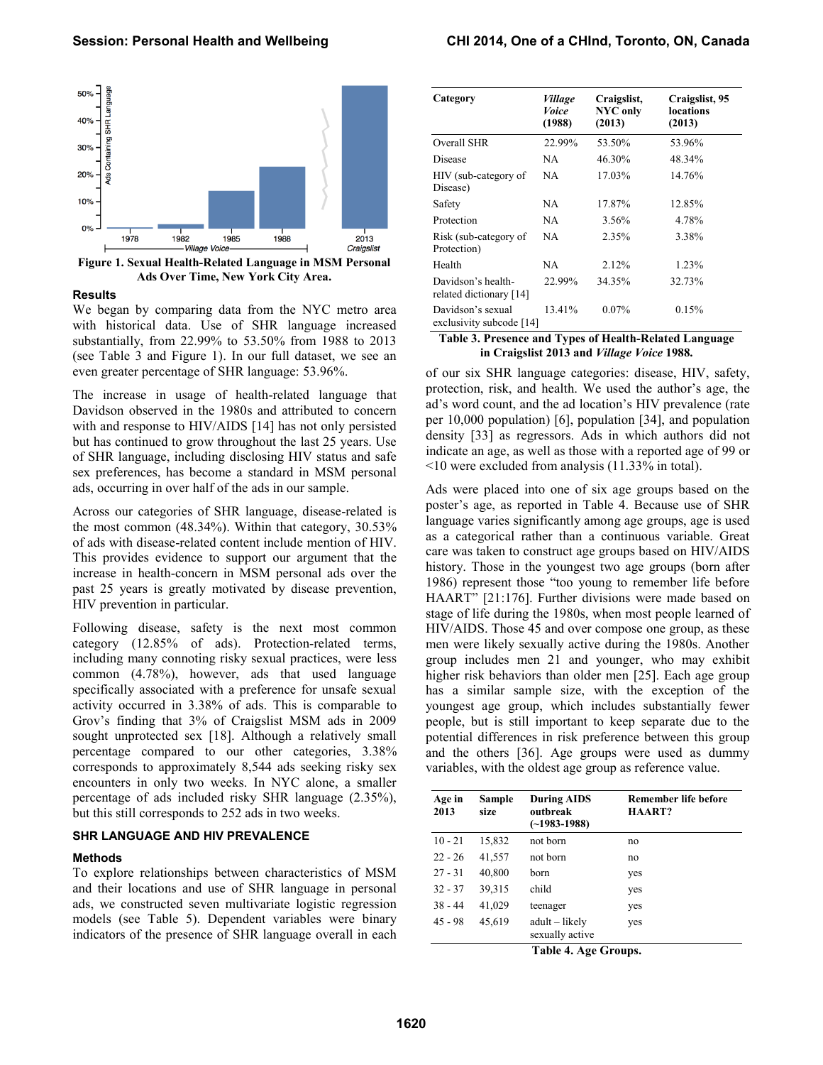Figure 1. Sexual Health-Related Language in MSM Personal Ads Over Time, New York City Area.

### Results

We began by comparing data from the NYC metro area with historical data. Use of SHR language increased substantially, from 22.99% to 53.50% from 1988 to 2013 (see Table 3 and Figure 1). In our full dataset, we see an even greater percentage of SHR language: 53.96%.

The increase in usage of health-related language that Davidson observed in the 1980s and attributed to concern with and response to HIV/AIDS [14] has not only persisted but has continued to grow throughout the last 25 years. Use of SHR language, including disclosing HIV status and safe sex preferences, has become a standard in MSM personal ads, occurring in over half of the ads in our sample.

Across our categories of SHR language, disease-related is the most common (48.34%). Within that category, 30.53% of ads with disease-related content include mention of HIV. This provides evidence to support our argument that the increase in health-concern in MSM personal ads over the past 25 years is greatly motivated by disease prevention, HIV prevention in particular.

Following disease, safety is the next most common category (12.85% of ads). Protection-related terms, including many connoting risky sexual practices, were less common (4.78%), however, ads that used language specifically associated with a preference for unsafe sexual activity occurred in 3.38% of ads. This is comparable to Grov's finding that 3% of Craigslist MSM ads in 2009 sought unprotected sex [18]. Although a relatively small percentage compared to our other categories, 3.38% corresponds to approximately 8,544 ads seeking risky sex encounters in only two weeks. In NYC alone, a smaller percentage of ads included risky SHR language (2.35%), but this still corresponds to 252 ads in two weeks.

| Category | *Village Voice* (1988) | Craigslist, NYC only (2013) | Craigslist, 95 locations (2013) |
|---|---|---|---|
| Overall SHR | 22.99% | 53.50% | 53.96% |
| Disease | NA | 46.30% | 48.34% |
| HIV (sub-category of Disease) | NA | 17.03% | 14.76% |
| Safety | NA | 17.87% | 12.85% |
| Protection | NA | 3.56% | 4.78% |
| Risk (sub-category of Protection) | NA | 2.35% | 3.38% |
| Health | NA | 2.12% | 1.23% |
| Davidson's health-related dictionary [14] | 22.99% | 34.35% | 32.73% |
| Davidson's sexual exclusivity subcode [14] | 13.41% | 0.07% | 0.15% |

**Table 3. Presence and Types of Health-Related Language in Craigslist 2013 and *Village Voice* 1988.**

## SHR LANGUAGE AND HIV PREVALENCE

### Methods

To explore relationships between characteristics of MSM and their locations and use of SHR language in personal ads, we constructed seven multivariate logistic regression models (see Table 5). Dependent variables were binary indicators of the presence of SHR language overall in each of our six SHR language categories: disease, HIV, safety, protection, risk, and health. We used the author's age, the ad's word count, and the ad location's HIV prevalence (rate per 10,000 population) [6], population [34], and population density [33] as regressors. Ads in which authors did not indicate an age, as well as those with a reported age of 99 or <10 were excluded from analysis (11.33% in total).

Ads were placed into one of six age groups based on the poster's age, as reported in Table 4. Because use of SHR language varies significantly among age groups, age is used as a categorical rather than a continuous variable. Great care was taken to construct age groups based on HIV/AIDS history. Those in the youngest two age groups (born after 1986) represent those "too young to remember life before HAART" [21:176]. Further divisions were made based on stage of life during the 1980s, when most people learned of HIV/AIDS. Those 45 and over compose one group, as these men were likely sexually active during the 1980s. Another group includes men 21 and younger, who may exhibit higher risk behaviors than older men [25]. Each age group has a similar sample size, with the exception of the youngest age group, which includes substantially fewer people, but is still important to keep separate due to the potential differences in risk preference between this group and the others [36]. Age groups were used as dummy variables, with the oldest age group as reference value.

| Age in 2013 | Sample size | During AIDS outbreak (~1983-1988) | Remember life before HAART? |
|---|---|---|---|
| 10 - 21 | 15,832 | not born | no |
| 22 - 26 | 41,557 | not born | no |
| 27 - 31 | 40,800 | born | yes |
| 32 - 37 | 39,315 | child | yes |
| 38 - 44 | 41,029 | teenager | yes |
| 45 - 98 | 45,619 | adult – likely sexually active | yes |

**Table 4. Age Groups.**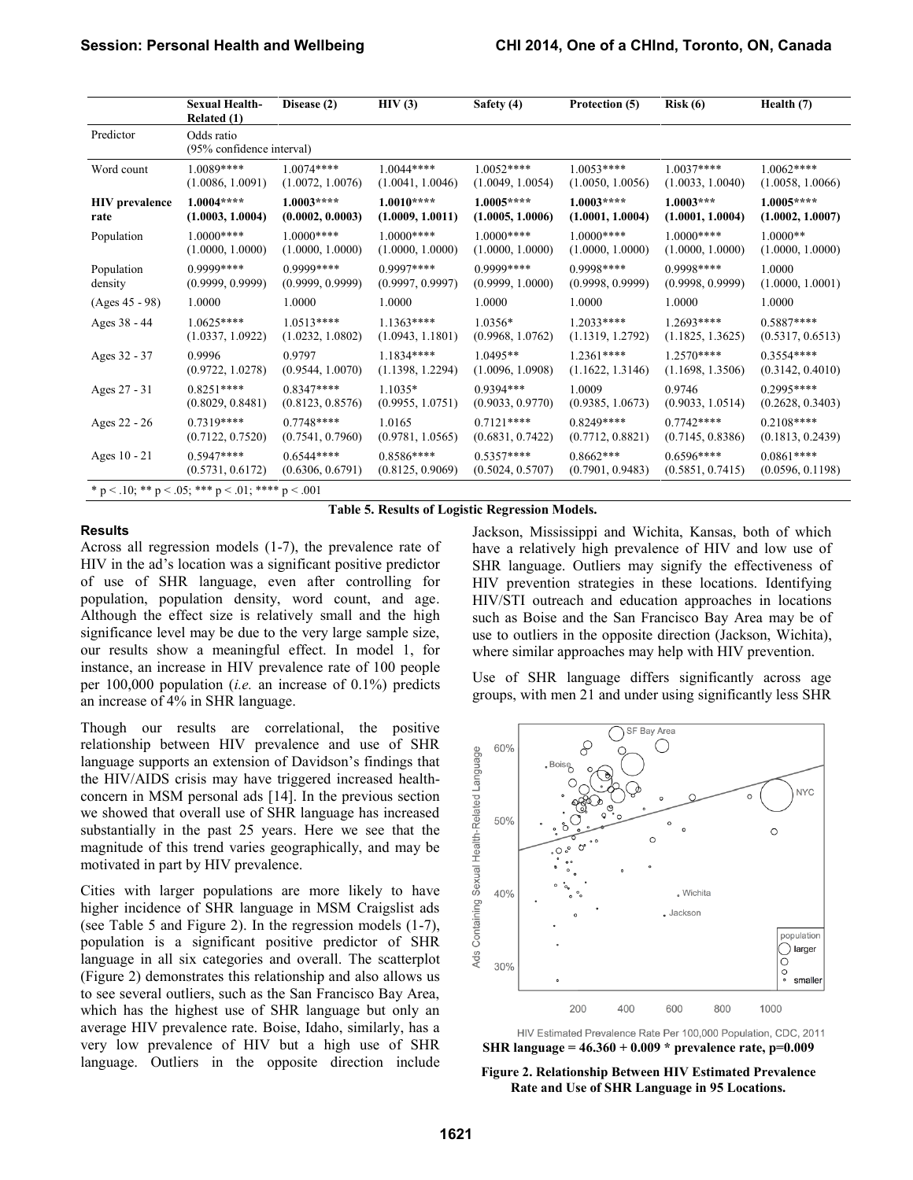| | Sexual Health-Related (1) | Disease (2) | HIV (3) | Safety (4) | Protection (5) | Risk (6) | Health (7) |
|---|---|---|---|---|---|---|---|
| Predictor | Odds ratio (95% confidence interval) | | | | | | |
| Word count | 1.0089**** (1.0086, 1.0091) | 1.0074**** (1.0072, 1.0076) | 1.0044**** (1.0041, 1.0046) | 1.0052**** (1.0049, 1.0054) | 1.0053**** (1.0050, 1.0056) | 1.0037**** (1.0033, 1.0040) | 1.0062**** (1.0058, 1.0066) |
| **HIV prevalence rate** | **1.0004**** (1.0003, 1.0004)** | **1.0003**** (0.0002, 0.0003)** | **1.0010**** (1.0009, 1.0011)** | **1.0005**** (1.0005, 1.0006)** | **1.0003**** (1.0001, 1.0004)** | **1.0003*** (1.0001, 1.0004)** | **1.0005**** (1.0002, 1.0007)** |
| Population | 1.0000**** (1.0000, 1.0000) | 1.0000**** (1.0000, 1.0000) | 1.0000**** (1.0000, 1.0000) | 1.0000**** (1.0000, 1.0000) | 1.0000**** (1.0000, 1.0000) | 1.0000**** (1.0000, 1.0000) | 1.0000** (1.0000, 1.0000) |
| Population density | 0.9999**** (0.9999, 0.9999) | 0.9999**** (0.9999, 0.9999) | 0.9997**** (0.9997, 0.9997) | 0.9999**** (0.9999, 1.0000) | 0.9998**** (0.9998, 0.9999) | 0.9998**** (0.9998, 0.9999) | 1.0000 (1.0000, 1.0001) |
| (Ages 45 - 98) | 1.0000 | 1.0000 | 1.0000 | 1.0000 | 1.0000 | 1.0000 | 1.0000 |
| Ages 38 - 44 | 1.0625**** (1.0337, 1.0922) | 1.0513**** (1.0232, 1.0802) | 1.1363**** (1.0943, 1.1801) | 1.0356* (0.9968, 1.0762) | 1.2033**** (1.1319, 1.2792) | 1.2693**** (1.1825, 1.3625) | 0.5887**** (0.5317, 0.6513) |
| Ages 32 - 37 | 0.9996 (0.9722, 1.0278) | 0.9797 (0.9544, 1.0070) | 1.1834**** (1.1398, 1.2294) | 1.0495** (1.0096, 1.0908) | 1.2361**** (1.1622, 1.3146) | 1.2570**** (1.1698, 1.3506) | 0.3554**** (0.3142, 0.4010) |
| Ages 27 - 31 | 0.8251**** (0.8029, 0.8481) | 0.8347**** (0.8123, 0.8576) | 1.1035* (0.9955, 1.0751) | 0.9394*** (0.9033, 0.9770) | 1.0009 (0.9385, 1.0673) | 0.9746 (0.9033, 1.0514) | 0.2995**** (0.2628, 0.3403) |
| Ages 22 - 26 | 0.7319**** (0.7122, 0.7520) | 0.7748**** (0.7541, 0.7960) | 1.0165 (0.9781, 1.0565) | 0.7121**** (0.6831, 0.7422) | 0.8249**** (0.7712, 0.8821) | 0.7742**** (0.7145, 0.8386) | 0.2108**** (0.1813, 0.2439) |
| Ages 10 - 21 | 0.5947**** (0.5731, 0.6172) | 0.6544**** (0.6306, 0.6791) | 0.8586**** (0.8125, 0.9069) | 0.5357**** (0.5024, 0.5707) | 0.8662*** (0.7901, 0.9483) | 0.6596**** (0.5851, 0.7415) | 0.0861**** (0.0596, 0.1198) |

\* $p < .10$; ** $p < .05$; *** $p < .01$; **** $p < .001$

**Table 5. Results of Logistic Regression Models.**

### Results

Across all regression models (1-7), the prevalence rate of HIV in the ad's location was a significant positive predictor of use of SHR language, even after controlling for population, population density, word count, and age. Although the effect size is relatively small and the high significance level may be due to the very large sample size, our results show a meaningful effect. In model 1, for instance, an increase in HIV prevalence rate of 100 people per 100,000 population (*i.e.* an increase of 0.1%) predicts an increase of 4% in SHR language.

Though our results are correlational, the positive relationship between HIV prevalence and use of SHR language supports an extension of Davidson's findings that the HIV/AIDS crisis may have triggered increased health-concern in MSM personal ads [14]. In the previous section we showed that overall use of SHR language has increased substantially in the past 25 years. Here we see that the magnitude of this trend varies geographically, and may be motivated in part by HIV prevalence.

Cities with larger populations are more likely to have higher incidence of SHR language in MSM Craigslist ads (see Table 5 and Figure 2). In the regression models (1-7), population is a significant positive predictor of SHR language in all six categories and overall. The scatterplot (Figure 2) demonstrates this relationship and also allows us to see several outliers, such as the San Francisco Bay Area, which has the highest use of SHR language but only an average HIV prevalence rate. Boise, Idaho, similarly, has a very low prevalence of HIV but a high use of SHR language. Outliers in the opposite direction include Jackson, Mississippi and Wichita, Kansas, both of which have a relatively high prevalence of HIV and low use of SHR language. Outliers may signify the effectiveness of HIV prevention strategies in these locations. Identifying HIV/STI outreach and education approaches in locations such as Boise and the San Francisco Bay Area may be of use to outliers in the opposite direction (Jackson, Wichita), where similar approaches may help with HIV prevention.

Use of SHR language differs significantly across age groups, with men 21 and under using significantly less SHR

**SHR language = 46.360 + 0.009 * prevalence rate, p=0.009**

**Figure 2. Relationship Between HIV Estimated Prevalence Rate and Use of SHR Language in 95 Locations.**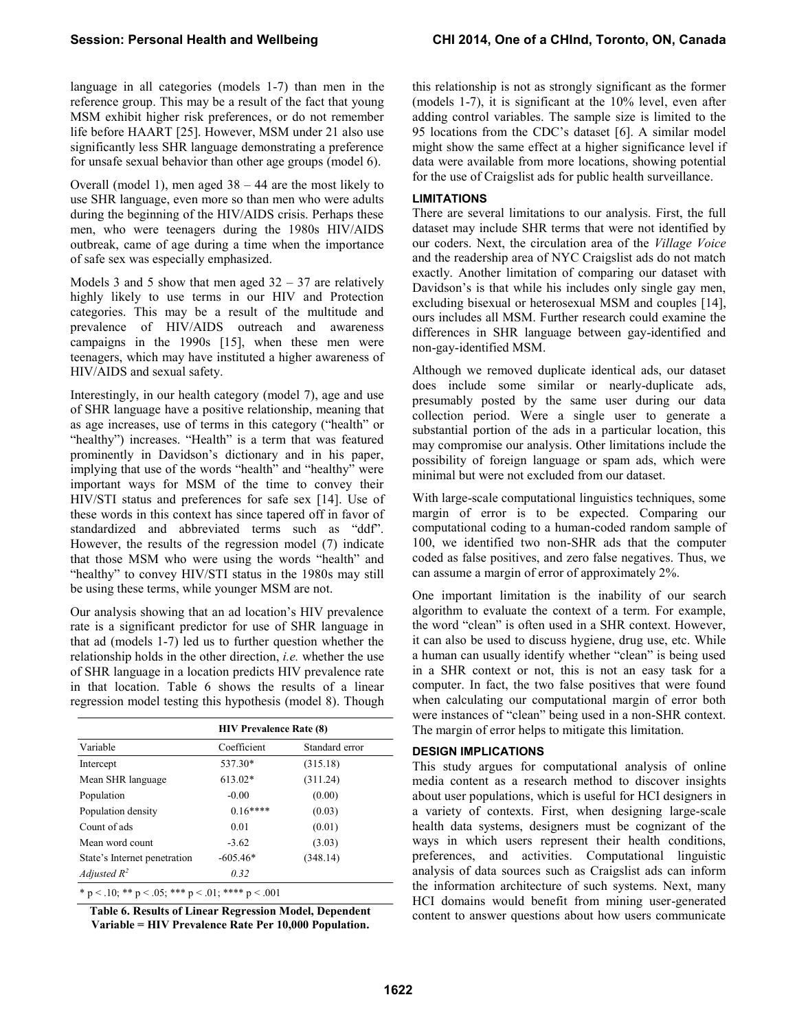language in all categories (models 1-7) than men in the reference group. This may be a result of the fact that young MSM exhibit higher risk preferences, or do not remember life before HAART [25]. However, MSM under 21 also use significantly less SHR language demonstrating a preference for unsafe sexual behavior than other age groups (model 6).

Overall (model 1), men aged 38 – 44 are the most likely to use SHR language, even more so than men who were adults during the beginning of the HIV/AIDS crisis. Perhaps these men, who were teenagers during the 1980s HIV/AIDS outbreak, came of age during a time when the importance of safe sex was especially emphasized.

Models 3 and 5 show that men aged 32 – 37 are relatively highly likely to use terms in our HIV and Protection categories. This may be a result of the multitude and prevalence of HIV/AIDS outreach and awareness campaigns in the 1990s [15], when these men were teenagers, which may have instituted a higher awareness of HIV/AIDS and sexual safety.

Interestingly, in our health category (model 7), age and use of SHR language have a positive relationship, meaning that as age increases, use of terms in this category ("health" or "healthy") increases. "Health" is a term that was featured prominently in Davidson's dictionary and in his paper, implying that use of the words "health" and "healthy" were important ways for MSM of the time to convey their HIV/STI status and preferences for safe sex [14]. Use of these words in this context has since tapered off in favor of standardized and abbreviated terms such as "ddf". However, the results of the regression model (7) indicate that those MSM who were using the words "health" and "healthy" to convey HIV/STI status in the 1980s may still be using these terms, while younger MSM are not.

Our analysis showing that an ad location's HIV prevalence rate is a significant predictor for use of SHR language in that ad (models 1-7) led us to further question whether the relationship holds in the other direction, *i.e.* whether the use of SHR language in a location predicts HIV prevalence rate in that location. Table 6 shows the results of a linear regression model testing this hypothesis (model 8). Though this relationship is not as strongly significant as the former (models 1-7), it is significant at the 10% level, even after adding control variables. The sample size is limited to the 95 locations from the CDC's dataset [6]. A similar model might show the same effect at a higher significance level if data were available from more locations, showing potential for the use of Craigslist ads for public health surveillance.

| | HIV Prevalence Rate (8) | |
|---|---|---|
| Variable | Coefficient | Standard error |
| Intercept | 537.30* | (315.18) |
| Mean SHR language | 613.02* | (311.24) |
| Population | -0.00 | (0.00) |
| Population density | 0.16**** | (0.03) |
| Count of ads | 0.01 | (0.01) |
| Mean word count | -3.62 | (3.03) |
| State's Internet penetration | -605.46* | (348.14) |
| *Adjusted* $R^2$ | *0.32* | |

\* $p < .10$; ** $p < .05$; *** $p < .01$; **** $p < .001$

**Table 6. Results of Linear Regression Model, Dependent Variable = HIV Prevalence Rate Per 10,000 Population.**

## LIMITATIONS

There are several limitations to our analysis. First, the full dataset may include SHR terms that were not identified by our coders. Next, the circulation area of the *Village Voice* and the readership area of NYC Craigslist ads do not match exactly. Another limitation of comparing our dataset with Davidson's is that while his includes only single gay men, excluding bisexual or heterosexual MSM and couples [14], ours includes all MSM. Further research could examine the differences in SHR language between gay-identified and non-gay-identified MSM.

Although we removed duplicate identical ads, our dataset does include some similar or nearly-duplicate ads, presumably posted by the same user during our data collection period. Were a single user to generate a substantial portion of the ads in a particular location, this may compromise our analysis. Other limitations include the possibility of foreign language or spam ads, which were minimal but were not excluded from our dataset.

With large-scale computational linguistics techniques, some margin of error is to be expected. Comparing our computational coding to a human-coded random sample of 100, we identified two non-SHR ads that the computer coded as false positives, and zero false negatives. Thus, we can assume a margin of error of approximately 2%.

One important limitation is the inability of our search algorithm to evaluate the context of a term. For example, the word "clean" is often used in a SHR context. However, it can also be used to discuss hygiene, drug use, etc. While a human can usually identify whether "clean" is being used in a SHR context or not, this is not an easy task for a computer. In fact, the two false positives that were found when calculating our computational margin of error both were instances of "clean" being used in a non-SHR context. The margin of error helps to mitigate this limitation.

## DESIGN IMPLICATIONS

This study argues for computational analysis of online media content as a research method to discover insights about user populations, which is useful for HCI designers in a variety of contexts. First, when designing large-scale health data systems, designers must be cognizant of the ways in which users represent their health conditions, preferences, and activities. Computational linguistic analysis of data sources such as Craigslist ads can inform the information architecture of such systems. Next, many HCI domains would benefit from mining user-generated content to answer questions about how users communicate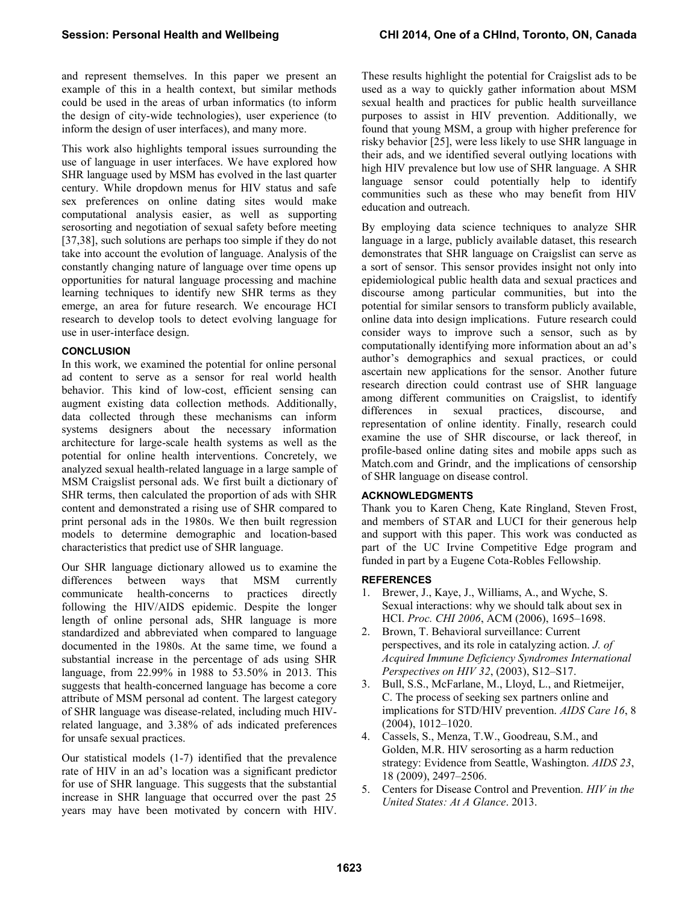and represent themselves. In this paper we present an example of this in a health context, but similar methods could be used in the areas of urban informatics (to inform the design of city-wide technologies), user experience (to inform the design of user interfaces), and many more.

This work also highlights temporal issues surrounding the use of language in user interfaces. We have explored how SHR language used by MSM has evolved in the last quarter century. While dropdown menus for HIV status and safe sex preferences on online dating sites would make computational analysis easier, as well as supporting serosorting and negotiation of sexual safety before meeting [37,38], such solutions are perhaps too simple if they do not take into account the evolution of language. Analysis of the constantly changing nature of language over time opens up opportunities for natural language processing and machine learning techniques to identify new SHR terms as they emerge, an area for future research. We encourage HCI research to develop tools to detect evolving language for use in user-interface design.

## CONCLUSION

In this work, we examined the potential for online personal ad content to serve as a sensor for real world health behavior. This kind of low-cost, efficient sensing can augment existing data collection methods. Additionally, data collected through these mechanisms can inform systems designers about the necessary information architecture for large-scale health systems as well as the potential for online health interventions. Concretely, we analyzed sexual health-related language in a large sample of MSM Craigslist personal ads. We first built a dictionary of SHR terms, then calculated the proportion of ads with SHR content and demonstrated a rising use of SHR compared to print personal ads in the 1980s. We then built regression models to determine demographic and location-based characteristics that predict use of SHR language.

Our SHR language dictionary allowed us to examine the differences between ways that MSM currently communicate health-concerns to practices directly following the HIV/AIDS epidemic. Despite the longer length of online personal ads, SHR language is more standardized and abbreviated when compared to language documented in the 1980s. At the same time, we found a substantial increase in the percentage of ads using SHR language, from 22.99% in 1988 to 53.50% in 2013. This suggests that health-concerned language has become a core attribute of MSM personal ad content. The largest category of SHR language was disease-related, including much HIV-related language, and 3.38% of ads indicated preferences for unsafe sexual practices.

Our statistical models (1-7) identified that the prevalence rate of HIV in an ad's location was a significant predictor for use of SHR language. This suggests that the substantial increase in SHR language that occurred over the past 25 years may have been motivated by concern with HIV. These results highlight the potential for Craigslist ads to be used as a way to quickly gather information about MSM sexual health and practices for public health surveillance purposes to assist in HIV prevention. Additionally, we found that young MSM, a group with higher preference for risky behavior [25], were less likely to use SHR language in their ads, and we identified several outlying locations with high HIV prevalence but low use of SHR language. A SHR language sensor could potentially help to identify communities such as these who may benefit from HIV education and outreach.

By employing data science techniques to analyze SHR language in a large, publicly available dataset, this research demonstrates that SHR language on Craigslist can serve as a sort of sensor. This sensor provides insight not only into epidemiological public health data and sexual practices and discourse among particular communities, but into the potential for similar sensors to transform publicly available, online data into design implications. Future research could consider ways to improve such a sensor, such as by computationally identifying more information about an ad's author's demographics and sexual practices, or could ascertain new applications for the sensor. Another future research direction could contrast use of SHR language among different communities on Craigslist, to identify differences in sexual practices, discourse, and representation of online identity. Finally, research could examine the use of SHR discourse, or lack thereof, in profile-based online dating sites and mobile apps such as Match.com and Grindr, and the implications of censorship of SHR language on disease control.

## ACKNOWLEDGMENTS

Thank you to Karen Cheng, Kate Ringland, Steven Frost, and members of STAR and LUCI for their generous help and support with this paper. This work was conducted as part of the UC Irvine Competitive Edge program and funded in part by a Eugene Cota-Robles Fellowship.

## REFERENCES

1. Brewer, J., Kaye, J., Williams, A., and Wyche, S. Sexual interactions: why we should talk about sex in HCI. *Proc. CHI 2006*, ACM (2006), 1695–1698.
2. Brown, T. Behavioral surveillance: Current perspectives, and its role in catalyzing action. *J. of Acquired Immune Deficiency Syndromes International Perspectives on HIV 32*, (2003), S12–S17.
3. Bull, S.S., McFarlane, M., Lloyd, L., and Rietmeijer, C. The process of seeking sex partners online and implications for STD/HIV prevention. *AIDS Care 16*, 8 (2004), 1012–1020.
4. Cassels, S., Menza, T.W., Goodreau, S.M., and Golden, M.R. HIV serosorting as a harm reduction strategy: Evidence from Seattle, Washington. *AIDS 23*, 18 (2009), 2497–2506.
5. Centers for Disease Control and Prevention. *HIV in the United States: At A Glance*. 2013.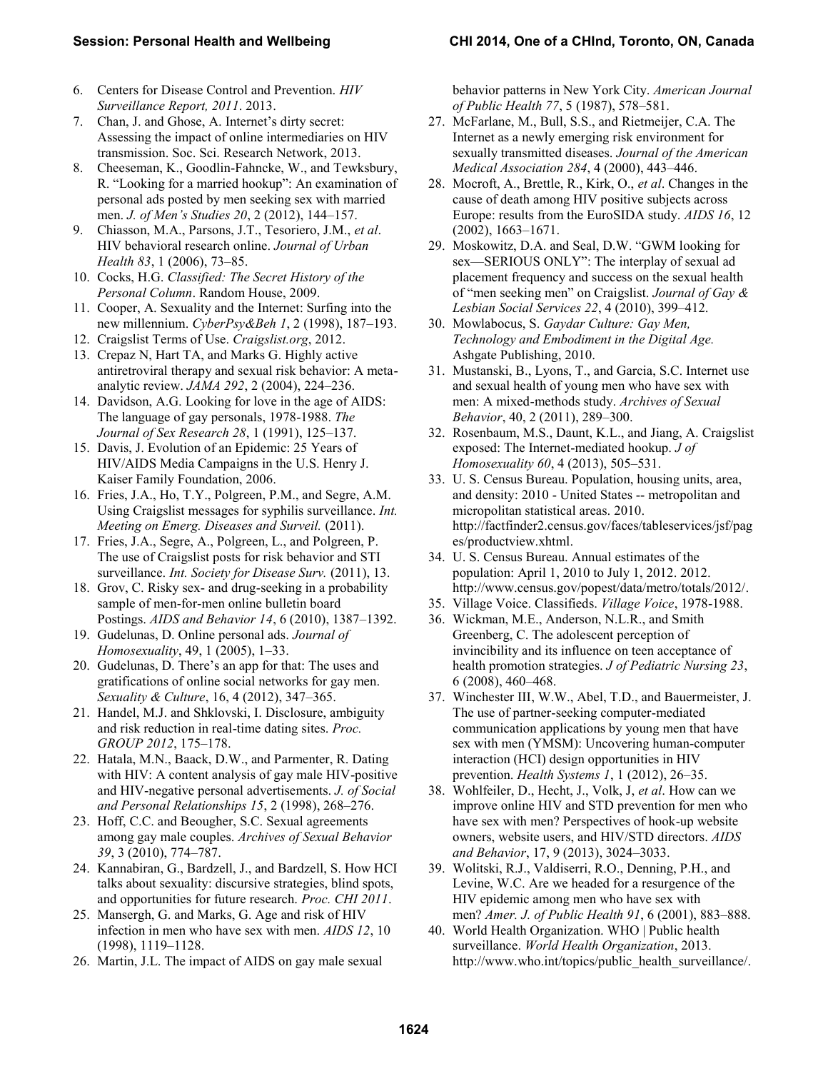6. Centers for Disease Control and Prevention. *HIV Surveillance Report, 2011*. 2013.
7. Chan, J. and Ghose, A. Internet's dirty secret: Assessing the impact of online intermediaries on HIV transmission. Soc. Sci. Research Network, 2013.
8. Cheeseman, K., Goodlin-Fahncke, W., and Tewksbury, R. "Looking for a married hookup": An examination of personal ads posted by men seeking sex with married men. *J. of Men's Studies 20*, 2 (2012), 144–157.
9. Chiasson, M.A., Parsons, J.T., Tesoriero, J.M., *et al*. HIV behavioral research online. *Journal of Urban Health 83*, 1 (2006), 73–85.
10. Cocks, H.G. *Classified: The Secret History of the Personal Column*. Random House, 2009.
11. Cooper, A. Sexuality and the Internet: Surfing into the new millennium. *CyberPsy&Beh 1*, 2 (1998), 187–193.
12. Craigslist Terms of Use. *Craigslist.org*, 2012.
13. Crepaz N, Hart TA, and Marks G. Highly active antiretroviral therapy and sexual risk behavior: A meta-analytic review. *JAMA 292*, 2 (2004), 224–236.
14. Davidson, A.G. Looking for love in the age of AIDS: The language of gay personals, 1978-1988. *The Journal of Sex Research 28*, 1 (1991), 125–137.
15. Davis, J. Evolution of an Epidemic: 25 Years of HIV/AIDS Media Campaigns in the U.S. Henry J. Kaiser Family Foundation, 2006.
16. Fries, J.A., Ho, T.Y., Polgreen, P.M., and Segre, A.M. Using Craigslist messages for syphilis surveillance. *Int. Meeting on Emerg. Diseases and Surveil.* (2011).
17. Fries, J.A., Segre, A., Polgreen, L., and Polgreen, P. The use of Craigslist posts for risk behavior and STI surveillance. *Int. Society for Disease Surv.* (2011), 13.
18. Grov, C. Risky sex- and drug-seeking in a probability sample of men-for-men online bulletin board Postings. *AIDS and Behavior 14*, 6 (2010), 1387–1392.
19. Gudelunas, D. Online personal ads. *Journal of Homosexuality*, 49, 1 (2005), 1–33.
20. Gudelunas, D. There's an app for that: The uses and gratifications of online social networks for gay men. *Sexuality & Culture*, 16, 4 (2012), 347–365.
21. Handel, M.J. and Shklovski, I. Disclosure, ambiguity and risk reduction in real-time dating sites. *Proc. GROUP 2012*, 175–178.
22. Hatala, M.N., Baack, D.W., and Parmenter, R. Dating with HIV: A content analysis of gay male HIV-positive and HIV-negative personal advertisements. *J. of Social and Personal Relationships 15*, 2 (1998), 268–276.
23. Hoff, C.C. and Beougher, S.C. Sexual agreements among gay male couples. *Archives of Sexual Behavior 39*, 3 (2010), 774–787.
24. Kannabiran, G., Bardzell, J., and Bardzell, S. How HCI talks about sexuality: discursive strategies, blind spots, and opportunities for future research. *Proc. CHI 2011*.
25. Mansergh, G. and Marks, G. Age and risk of HIV infection in men who have sex with men. *AIDS 12*, 10 (1998), 1119–1128.
26. Martin, J.L. The impact of AIDS on gay male sexual behavior patterns in New York City. *American Journal of Public Health 77*, 5 (1987), 578–581.
27. McFarlane, M., Bull, S.S., and Rietmeijer, C.A. The Internet as a newly emerging risk environment for sexually transmitted diseases. *Journal of the American Medical Association 284*, 4 (2000), 443–446.
28. Mocroft, A., Brettle, R., Kirk, O., *et al*. Changes in the cause of death among HIV positive subjects across Europe: results from the EuroSIDA study. *AIDS 16*, 12 (2002), 1663–1671.
29. Moskowitz, D.A. and Seal, D.W. "GWM looking for sex—SERIOUS ONLY": The interplay of sexual ad placement frequency and success on the sexual health of "men seeking men" on Craigslist. *Journal of Gay & Lesbian Social Services 22*, 4 (2010), 399–412.
30. Mowlabocus, S. *Gaydar Culture: Gay Men, Technology and Embodiment in the Digital Age.* Ashgate Publishing, 2010.
31. Mustanski, B., Lyons, T., and Garcia, S.C. Internet use and sexual health of young men who have sex with men: A mixed-methods study. *Archives of Sexual Behavior*, 40, 2 (2011), 289–300.
32. Rosenbaum, M.S., Daunt, K.L., and Jiang, A. Craigslist exposed: The Internet-mediated hookup. *J of Homosexuality 60*, 4 (2013), 505–531.
33. U. S. Census Bureau. Population, housing units, area, and density: 2010 - United States -- metropolitan and micropolitan statistical areas. 2010. http://factfinder2.census.gov/faces/tableservices/jsf/pages/productview.xhtml.
34. U. S. Census Bureau. Annual estimates of the population: April 1, 2010 to July 1, 2012. 2012. http://www.census.gov/popest/data/metro/totals/2012/.
35. Village Voice. Classifieds. *Village Voice*, 1978-1988.
36. Wickman, M.E., Anderson, N.L.R., and Smith Greenberg, C. The adolescent perception of invincibility and its influence on teen acceptance of health promotion strategies. *J of Pediatric Nursing 23*, 6 (2008), 460–468.
37. Winchester III, W.W., Abel, T.D., and Bauermeister, J. The use of partner-seeking computer-mediated communication applications by young men that have sex with men (YMSM): Uncovering human-computer interaction (HCI) design opportunities in HIV prevention. *Health Systems 1*, 1 (2012), 26–35.
38. Wohlfeiler, D., Hecht, J., Volk, J, *et al*. How can we improve online HIV and STD prevention for men who have sex with men? Perspectives of hook-up website owners, website users, and HIV/STD directors. *AIDS and Behavior*, 17, 9 (2013), 3024–3033.
39. Wolitski, R.J., Valdiserri, R.O., Denning, P.H., and Levine, W.C. Are we headed for a resurgence of the HIV epidemic among men who have sex with men? *Amer. J. of Public Health 91*, 6 (2001), 883–888.
40. World Health Organization. WHO | Public health surveillance. *World Health Organization*, 2013. http://www.who.int/topics/public_health_surveillance/.